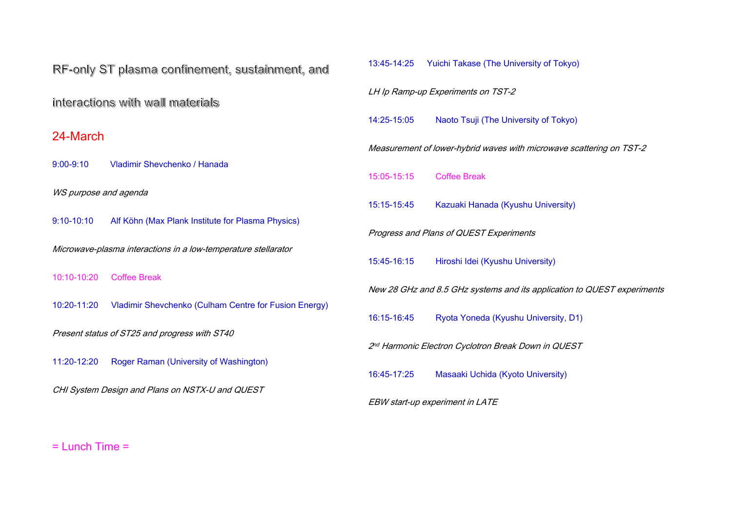# RF-only ST plasma confinement, sustainment, and interactions with wall materials

## 24-March

9:00-9:10 Vladimir Shevchenko / Hanada

*WS purpose and agenda*

9:10-10:10 Alf Köhn (Max Plank Institute for Plasma Physics)

*Microwave-plasma interactions in a low-temperature stellarator*

10:10-10:20 Coffee Break

10:20-11:20 Vladimir Shevchenko (Culham Centre for Fusion Energy)

*Present status of ST25 and progress with ST40*

11:20-12:20 Roger Raman (University of Washington)

*CHI System Design and Plans on NSTX-U and QUEST*

= Lunch Time =

13:45-14:25 Yuichi Takase (The University of Tokyo)

*LH Ip Ramp-up Experiments on TST-2*

14:25-15:05 Naoto Tsuji (The University of Tokyo)

*Measurement of lower-hybrid waves with microwave scattering on TST-2*

15:05-15:15 Coffee Break

15:15-15:45 Kazuaki Hanada (Kyushu University)

*Progress and Plans of QUEST Experiments*

15:45-16:15 Hiroshi Idei (Kyushu University)

*New 28 GHz and 8.5 GHz systems and its application to QUEST experiments*

16:15-16:45 Ryota Yoneda (Kyushu University, D1)

*2$^{nd}$ Harmonic Electron Cyclotron Break Down in QUEST*

16:45-17:25 Masaaki Uchida (Kyoto University)

*EBW start-up experiment in LATE*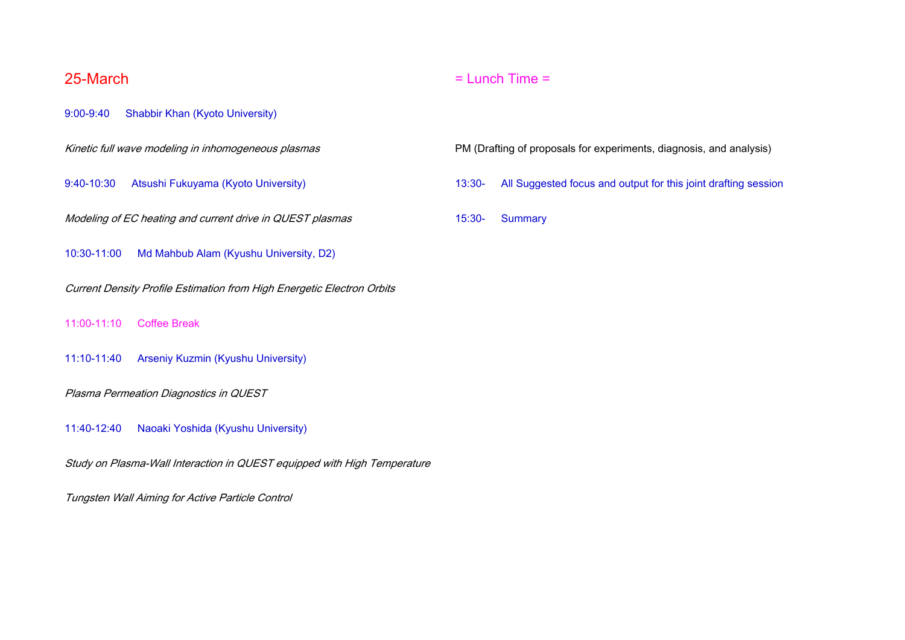## 25-March

9:00-9:40 Shabbir Khan (Kyoto University)

*Kinetic full wave modeling in inhomogeneous plasmas*

9:40-10:30 Atsushi Fukuyama (Kyoto University)

*Modeling of EC heating and current drive in QUEST plasmas*

10:30-11:00 Md Mahbub Alam (Kyushu University, D2)

*Current Density Profile Estimation from High Energetic Electron Orbits*

11:00-11:10 Coffee Break

11:10-11:40 Arseniy Kuzmin (Kyushu University)

*Plasma Permeation Diagnostics in QUEST*

11:40-12:40 Naoaki Yoshida (Kyushu University)

*Study on Plasma-Wall Interaction in QUEST equipped with High Temperature*

*Tungsten Wall Aiming for Active Particle Control*

= Lunch Time =

PM (Drafting of proposals for experiments, diagnosis, and analysis)

13:30- All Suggested focus and output for this joint drafting session

15:30- Summary